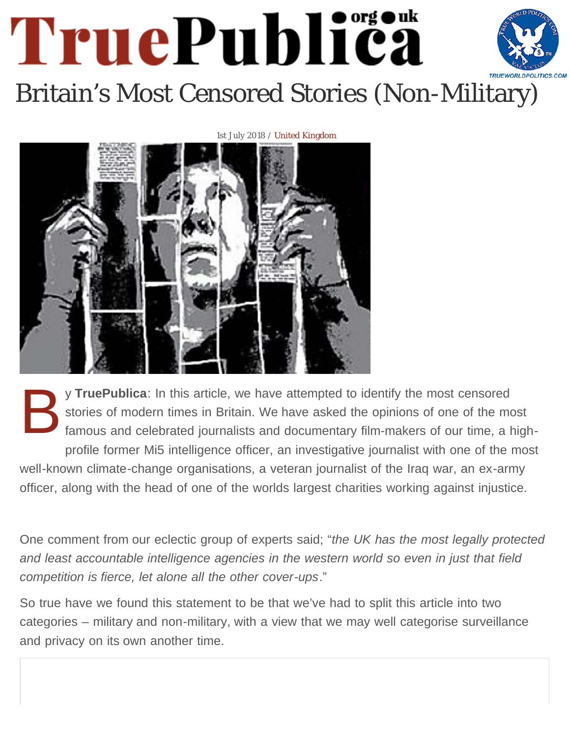# TruePublica

# Britain's Most Censored Stories (Non-Military)

1st July 2018 / United Kingdom

By **TruePublica**: In this article, we have attempted to identify the most censored stories of modern times in Britain. We have asked the opinions of one of the most famous and celebrated journalists and documentary film-makers of our time, a high-profile former Mi5 intelligence officer, an investigative journalist with one of the most well-known climate-change organisations, a veteran journalist of the Iraq war, an ex-army officer, along with the head of one of the worlds largest charities working against injustice.

One comment from our eclectic group of experts said; "*the UK has the most legally protected and least accountable intelligence agencies in the western world so even in just that field competition is fierce, let alone all the other cover-ups*."

So true have we found this statement to be that we've had to split this article into two categories – military and non-military, with a view that we may well categorise surveillance and privacy on its own another time.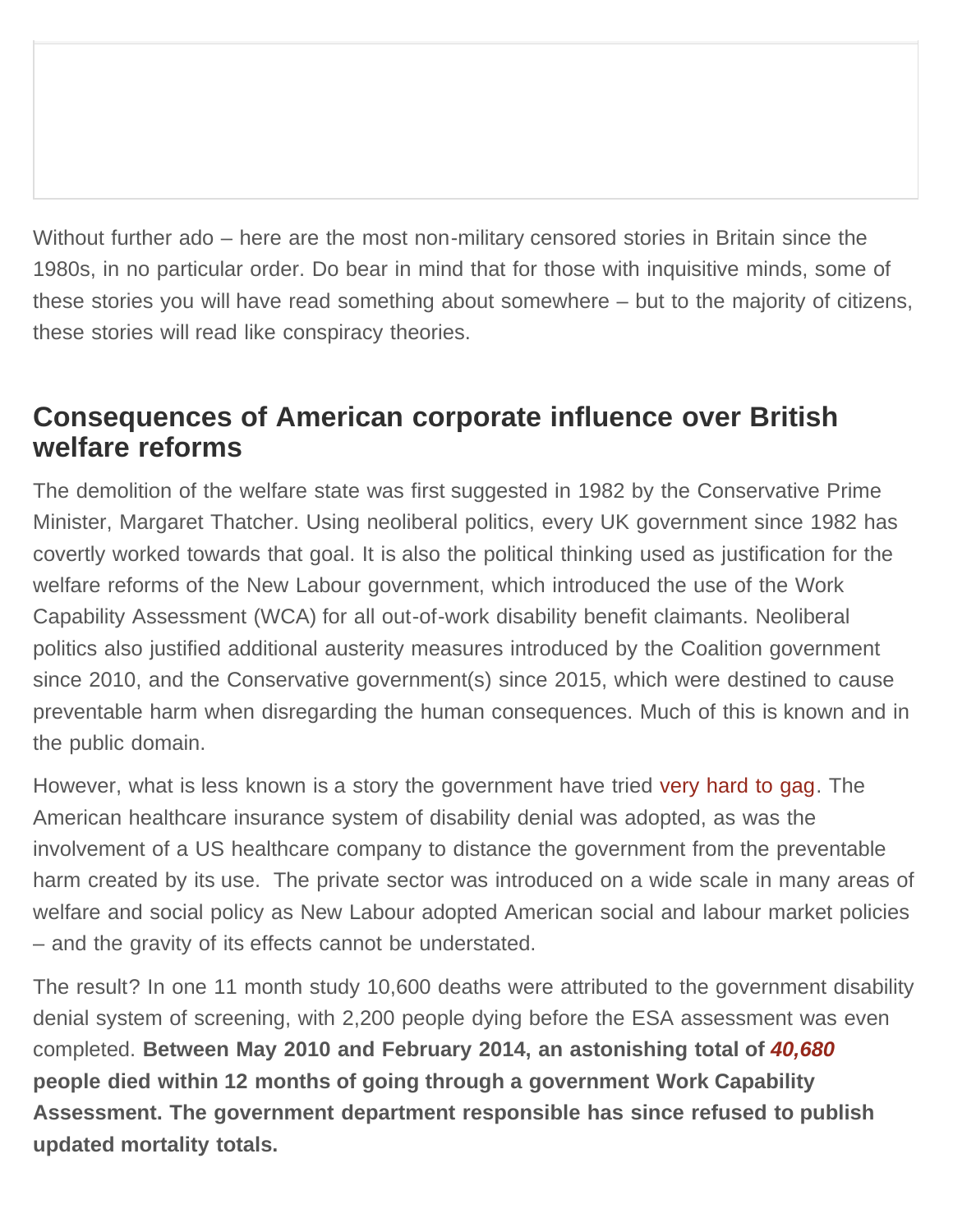Without further ado – here are the most non-military censored stories in Britain since the 1980s, in no particular order. Do bear in mind that for those with inquisitive minds, some of these stories you will have read something about somewhere – but to the majority of citizens, these stories will read like conspiracy theories.

## Consequences of American corporate influence over British welfare reforms

The demolition of the welfare state was first suggested in 1982 by the Conservative Prime Minister, Margaret Thatcher. Using neoliberal politics, every UK government since 1982 has covertly worked towards that goal. It is also the political thinking used as justification for the welfare reforms of the New Labour government, which introduced the use of the Work Capability Assessment (WCA) for all out-of-work disability benefit claimants. Neoliberal politics also justified additional austerity measures introduced by the Coalition government since 2010, and the Conservative government(s) since 2015, which were destined to cause preventable harm when disregarding the human consequences. Much of this is known and in the public domain.

However, what is less known is a story the government have tried very hard to gag. The American healthcare insurance system of disability denial was adopted, as was the involvement of a US healthcare company to distance the government from the preventable harm created by its use. The private sector was introduced on a wide scale in many areas of welfare and social policy as New Labour adopted American social and labour market policies – and the gravity of its effects cannot be understated.

The result? In one 11 month study 10,600 deaths were attributed to the government disability denial system of screening, with 2,200 people dying before the ESA assessment was even completed. **Between May 2010 and February 2014, an astonishing total of *40,680* people died within 12 months of going through a government Work Capability Assessment. The government department responsible has since refused to publish updated mortality totals.**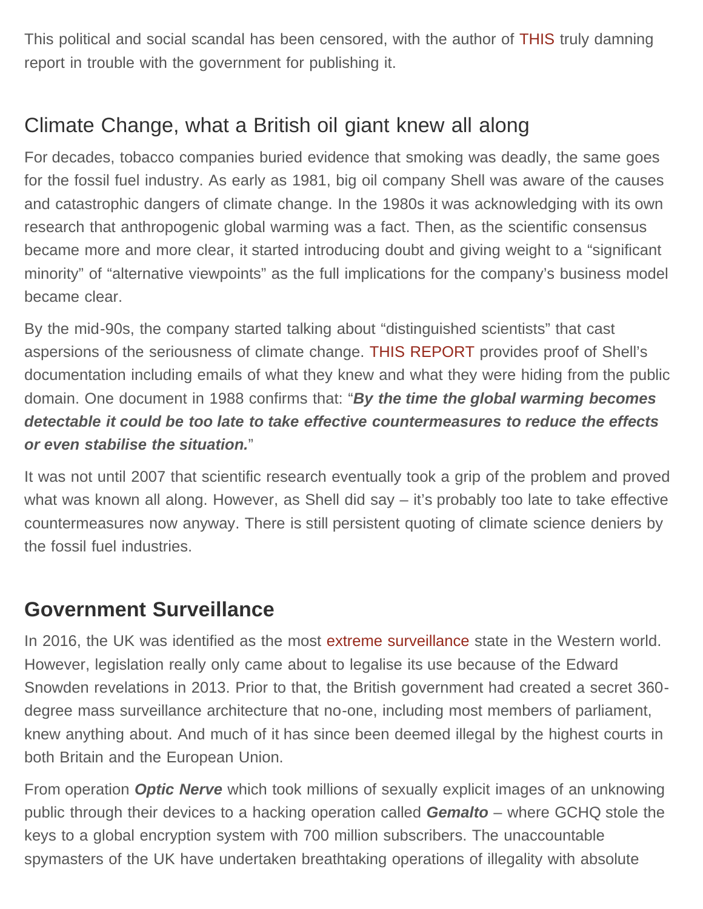This political and social scandal has been censored, with the author of THIS truly damning report in trouble with the government for publishing it.

## Climate Change, what a British oil giant knew all along

For decades, tobacco companies buried evidence that smoking was deadly, the same goes for the fossil fuel industry. As early as 1981, big oil company Shell was aware of the causes and catastrophic dangers of climate change. In the 1980s it was acknowledging with its own research that anthropogenic global warming was a fact. Then, as the scientific consensus became more and more clear, it started introducing doubt and giving weight to a "significant minority" of "alternative viewpoints" as the full implications for the company's business model became clear.

By the mid-90s, the company started talking about "distinguished scientists" that cast aspersions of the seriousness of climate change. THIS REPORT provides proof of Shell's documentation including emails of what they knew and what they were hiding from the public domain. One document in 1988 confirms that: "***By the time the global warming becomes detectable it could be too late to take effective countermeasures to reduce the effects or even stabilise the situation.***"

It was not until 2007 that scientific research eventually took a grip of the problem and proved what was known all along. However, as Shell did say – it's probably too late to take effective countermeasures now anyway. There is still persistent quoting of climate science deniers by the fossil fuel industries.

## **Government Surveillance**

In 2016, the UK was identified as the most extreme surveillance state in the Western world. However, legislation really only came about to legalise its use because of the Edward Snowden revelations in 2013. Prior to that, the British government had created a secret 360-degree mass surveillance architecture that no-one, including most members of parliament, knew anything about. And much of it has since been deemed illegal by the highest courts in both Britain and the European Union.

From operation ***Optic Nerve*** which took millions of sexually explicit images of an unknowing public through their devices to a hacking operation called ***Gemalto*** – where GCHQ stole the keys to a global encryption system with 700 million subscribers. The unaccountable spymasters of the UK have undertaken breathtaking operations of illegality with absolute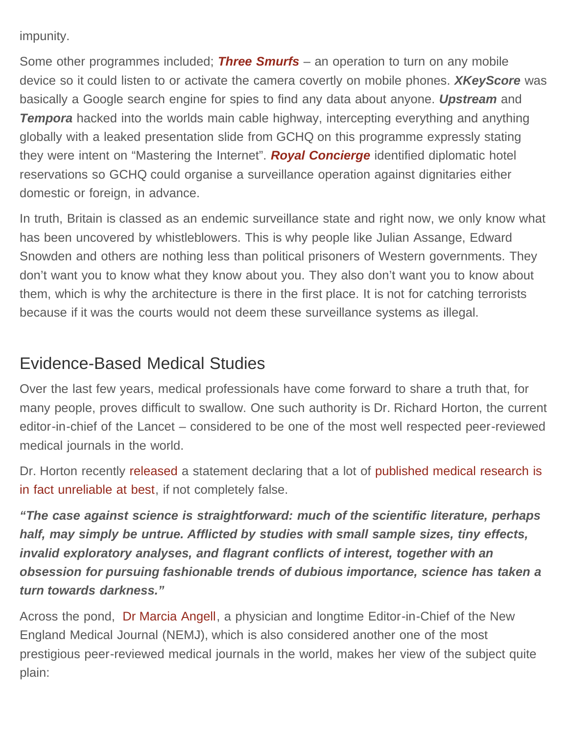impunity.

Some other programmes included; ***Three Smurfs*** – an operation to turn on any mobile device so it could listen to or activate the camera covertly on mobile phones. ***XKeyScore*** was basically a Google search engine for spies to find any data about anyone. ***Upstream*** and ***Tempora*** hacked into the worlds main cable highway, intercepting everything and anything globally with a leaked presentation slide from GCHQ on this programme expressly stating they were intent on "Mastering the Internet". ***Royal Concierge*** identified diplomatic hotel reservations so GCHQ could organise a surveillance operation against dignitaries either domestic or foreign, in advance.

In truth, Britain is classed as an endemic surveillance state and right now, we only know what has been uncovered by whistleblowers. This is why people like Julian Assange, Edward Snowden and others are nothing less than political prisoners of Western governments. They don't want you to know what they know about you. They also don't want you to know about them, which is why the architecture is there in the first place. It is not for catching terrorists because if it was the courts would not deem these surveillance systems as illegal.

## Evidence-Based Medical Studies

Over the last few years, medical professionals have come forward to share a truth that, for many people, proves difficult to swallow. One such authority is Dr. Richard Horton, the current editor-in-chief of the Lancet – considered to be one of the most well respected peer-reviewed medical journals in the world.

Dr. Horton recently released a statement declaring that a lot of published medical research is in fact unreliable at best, if not completely false.

***"The case against science is straightforward: much of the scientific literature, perhaps half, may simply be untrue. Afflicted by studies with small sample sizes, tiny effects, invalid exploratory analyses, and flagrant conflicts of interest, together with an obsession for pursuing fashionable trends of dubious importance, science has taken a turn towards darkness."***

Across the pond, Dr Marcia Angell, a physician and longtime Editor-in-Chief of the New England Medical Journal (NEMJ), which is also considered another one of the most prestigious peer-reviewed medical journals in the world, makes her view of the subject quite plain: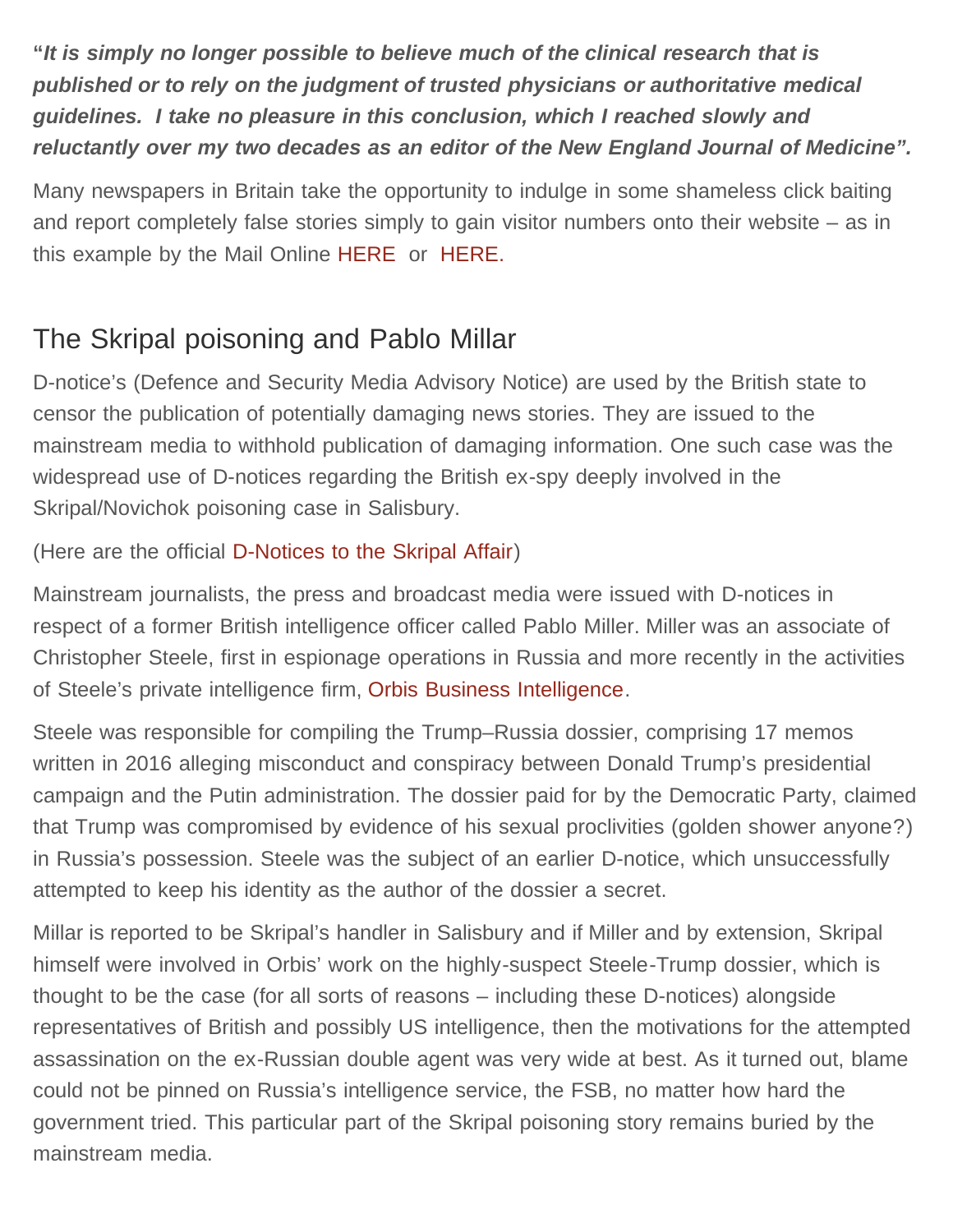"***It is simply no longer possible to believe much of the clinical research that is published or to rely on the judgment of trusted physicians or authoritative medical guidelines. I take no pleasure in this conclusion, which I reached slowly and reluctantly over my two decades as an editor of the New England Journal of Medicine".***

Many newspapers in Britain take the opportunity to indulge in some shameless click baiting and report completely false stories simply to gain visitor numbers onto their website – as in this example by the Mail Online HERE or HERE.

## The Skripal poisoning and Pablo Millar

D-notice's (Defence and Security Media Advisory Notice) are used by the British state to censor the publication of potentially damaging news stories. They are issued to the mainstream media to withhold publication of damaging information. One such case was the widespread use of D-notices regarding the British ex-spy deeply involved in the Skripal/Novichok poisoning case in Salisbury.

(Here are the official D-Notices to the Skripal Affair)

Mainstream journalists, the press and broadcast media were issued with D-notices in respect of a former British intelligence officer called Pablo Miller. Miller was an associate of Christopher Steele, first in espionage operations in Russia and more recently in the activities of Steele's private intelligence firm, Orbis Business Intelligence.

Steele was responsible for compiling the Trump–Russia dossier, comprising 17 memos written in 2016 alleging misconduct and conspiracy between Donald Trump's presidential campaign and the Putin administration. The dossier paid for by the Democratic Party, claimed that Trump was compromised by evidence of his sexual proclivities (golden shower anyone?) in Russia's possession. Steele was the subject of an earlier D-notice, which unsuccessfully attempted to keep his identity as the author of the dossier a secret.

Millar is reported to be Skripal's handler in Salisbury and if Miller and by extension, Skripal himself were involved in Orbis' work on the highly-suspect Steele-Trump dossier, which is thought to be the case (for all sorts of reasons – including these D-notices) alongside representatives of British and possibly US intelligence, then the motivations for the attempted assassination on the ex-Russian double agent was very wide at best. As it turned out, blame could not be pinned on Russia's intelligence service, the FSB, no matter how hard the government tried. This particular part of the Skripal poisoning story remains buried by the mainstream media.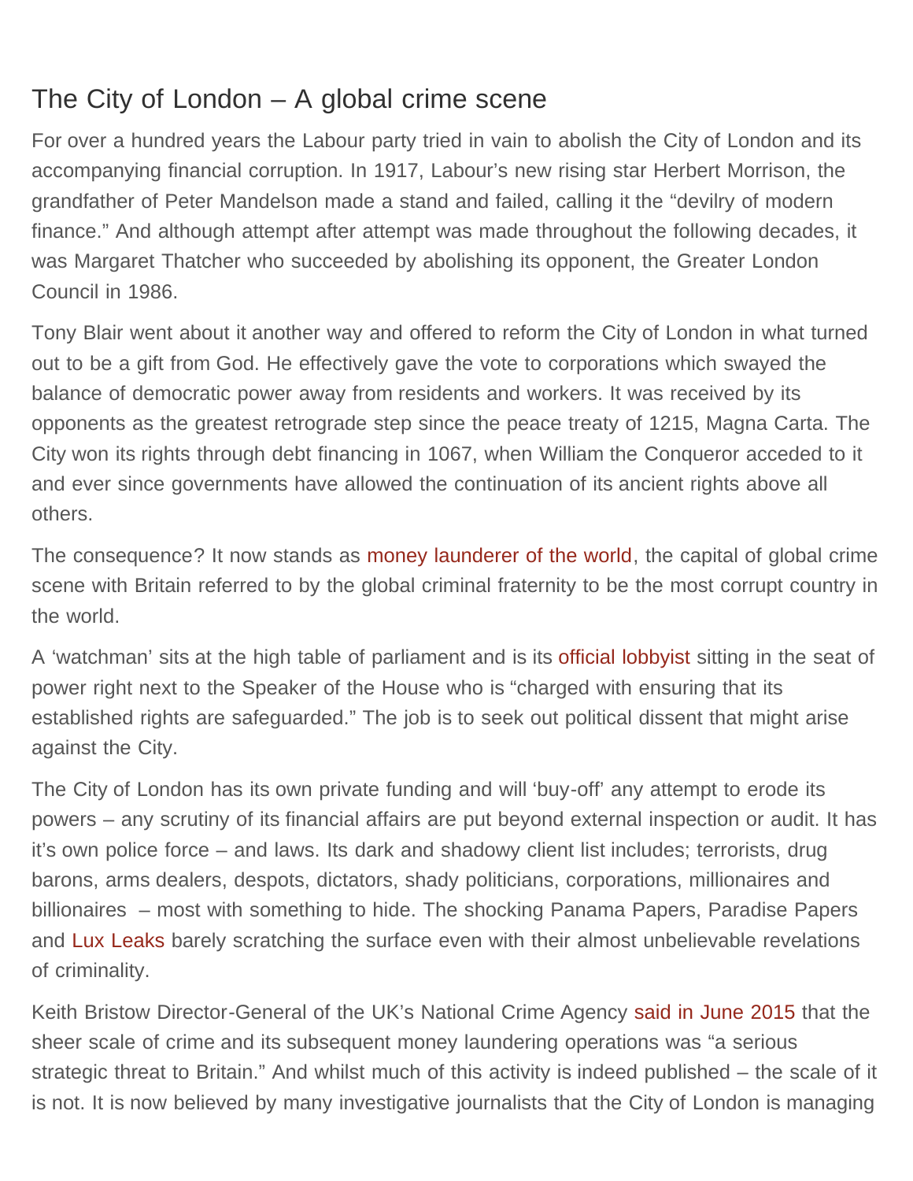## The City of London – A global crime scene

For over a hundred years the Labour party tried in vain to abolish the City of London and its accompanying financial corruption. In 1917, Labour's new rising star Herbert Morrison, the grandfather of Peter Mandelson made a stand and failed, calling it the "devilry of modern finance." And although attempt after attempt was made throughout the following decades, it was Margaret Thatcher who succeeded by abolishing its opponent, the Greater London Council in 1986.

Tony Blair went about it another way and offered to reform the City of London in what turned out to be a gift from God. He effectively gave the vote to corporations which swayed the balance of democratic power away from residents and workers. It was received by its opponents as the greatest retrograde step since the peace treaty of 1215, Magna Carta. The City won its rights through debt financing in 1067, when William the Conqueror acceded to it and ever since governments have allowed the continuation of its ancient rights above all others.

The consequence? It now stands as money launderer of the world, the capital of global crime scene with Britain referred to by the global criminal fraternity to be the most corrupt country in the world.

A 'watchman' sits at the high table of parliament and is its official lobbyist sitting in the seat of power right next to the Speaker of the House who is "charged with ensuring that its established rights are safeguarded." The job is to seek out political dissent that might arise against the City.

The City of London has its own private funding and will 'buy-off' any attempt to erode its powers – any scrutiny of its financial affairs are put beyond external inspection or audit. It has it's own police force – and laws. Its dark and shadowy client list includes; terrorists, drug barons, arms dealers, despots, dictators, shady politicians, corporations, millionaires and billionaires – most with something to hide. The shocking Panama Papers, Paradise Papers and Lux Leaks barely scratching the surface even with their almost unbelievable revelations of criminality.

Keith Bristow Director-General of the UK's National Crime Agency said in June 2015 that the sheer scale of crime and its subsequent money laundering operations was "a serious strategic threat to Britain." And whilst much of this activity is indeed published – the scale of it is not. It is now believed by many investigative journalists that the City of London is managing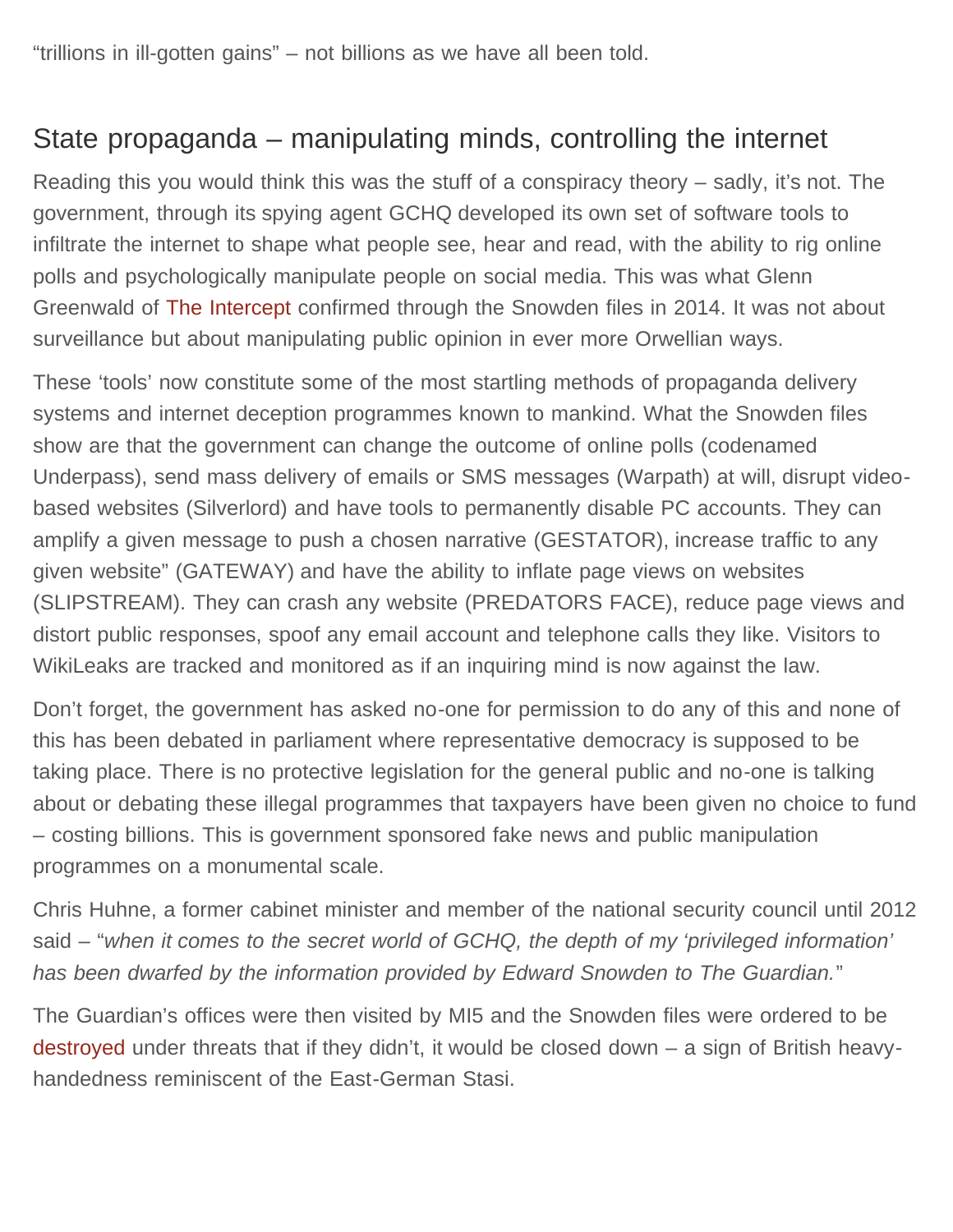"trillions in ill-gotten gains" – not billions as we have all been told.

## State propaganda – manipulating minds, controlling the internet

Reading this you would think this was the stuff of a conspiracy theory – sadly, it's not. The government, through its spying agent GCHQ developed its own set of software tools to infiltrate the internet to shape what people see, hear and read, with the ability to rig online polls and psychologically manipulate people on social media. This was what Glenn Greenwald of The Intercept confirmed through the Snowden files in 2014. It was not about surveillance but about manipulating public opinion in ever more Orwellian ways.

These 'tools' now constitute some of the most startling methods of propaganda delivery systems and internet deception programmes known to mankind. What the Snowden files show are that the government can change the outcome of online polls (codenamed Underpass), send mass delivery of emails or SMS messages (Warpath) at will, disrupt video-based websites (Silverlord) and have tools to permanently disable PC accounts. They can amplify a given message to push a chosen narrative (GESTATOR), increase traffic to any given website" (GATEWAY) and have the ability to inflate page views on websites (SLIPSTREAM). They can crash any website (PREDATORS FACE), reduce page views and distort public responses, spoof any email account and telephone calls they like. Visitors to WikiLeaks are tracked and monitored as if an inquiring mind is now against the law.

Don't forget, the government has asked no-one for permission to do any of this and none of this has been debated in parliament where representative democracy is supposed to be taking place. There is no protective legislation for the general public and no-one is talking about or debating these illegal programmes that taxpayers have been given no choice to fund – costing billions. This is government sponsored fake news and public manipulation programmes on a monumental scale.

Chris Huhne, a former cabinet minister and member of the national security council until 2012 said – "*when it comes to the secret world of GCHQ, the depth of my 'privileged information' has been dwarfed by the information provided by Edward Snowden to The Guardian.*"

The Guardian's offices were then visited by MI5 and the Snowden files were ordered to be destroyed under threats that if they didn't, it would be closed down – a sign of British heavy-handedness reminiscent of the East-German Stasi.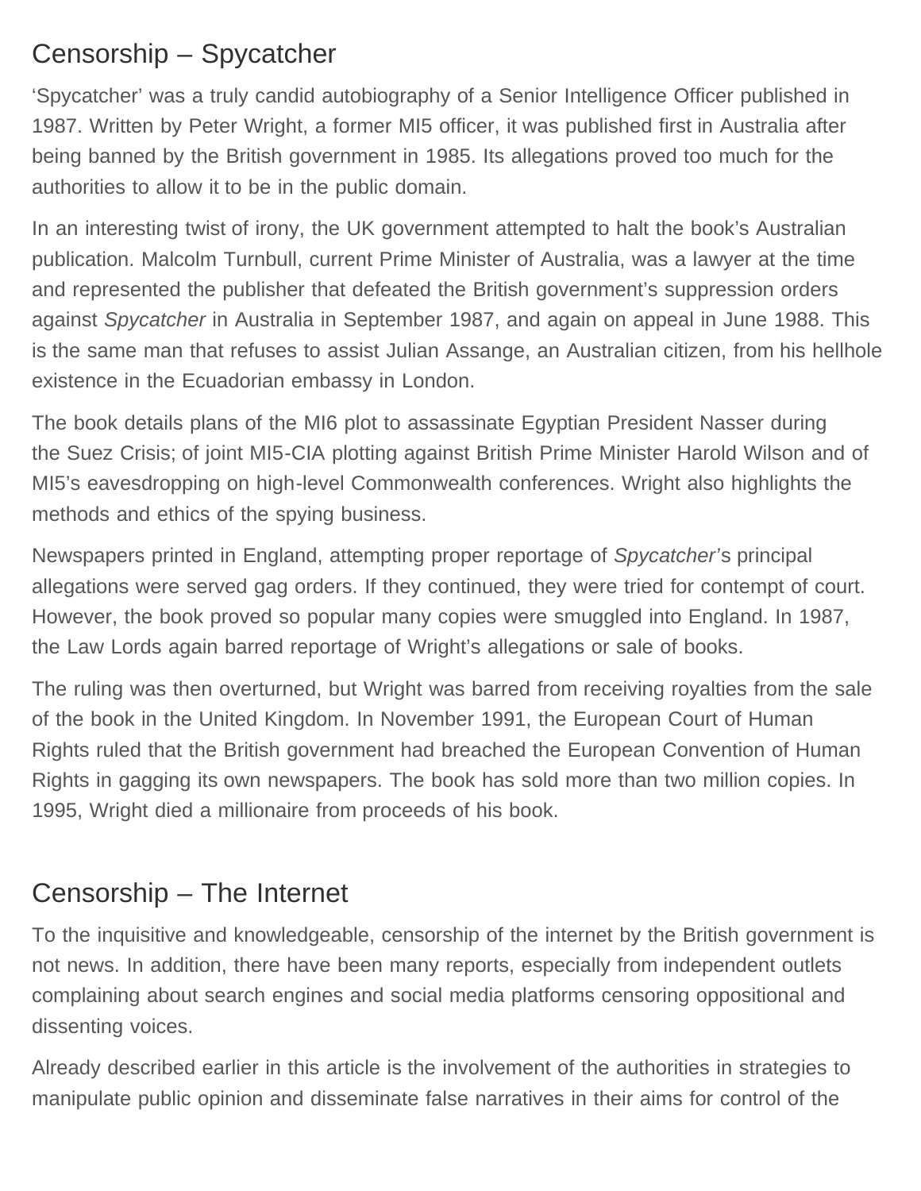## Censorship – Spycatcher

'Spycatcher' was a truly candid autobiography of a Senior Intelligence Officer published in 1987. Written by Peter Wright, a former MI5 officer, it was published first in Australia after being banned by the British government in 1985. Its allegations proved too much for the authorities to allow it to be in the public domain.

In an interesting twist of irony, the UK government attempted to halt the book's Australian publication. Malcolm Turnbull, current Prime Minister of Australia, was a lawyer at the time and represented the publisher that defeated the British government's suppression orders against *Spycatcher* in Australia in September 1987, and again on appeal in June 1988. This is the same man that refuses to assist Julian Assange, an Australian citizen, from his hellhole existence in the Ecuadorian embassy in London.

The book details plans of the MI6 plot to assassinate Egyptian President Nasser during the Suez Crisis; of joint MI5-CIA plotting against British Prime Minister Harold Wilson and of MI5's eavesdropping on high-level Commonwealth conferences. Wright also highlights the methods and ethics of the spying business.

Newspapers printed in England, attempting proper reportage of *Spycatcher*'s principal allegations were served gag orders. If they continued, they were tried for contempt of court. However, the book proved so popular many copies were smuggled into England. In 1987, the Law Lords again barred reportage of Wright's allegations or sale of books.

The ruling was then overturned, but Wright was barred from receiving royalties from the sale of the book in the United Kingdom. In November 1991, the European Court of Human Rights ruled that the British government had breached the European Convention of Human Rights in gagging its own newspapers. The book has sold more than two million copies. In 1995, Wright died a millionaire from proceeds of his book.

## Censorship – The Internet

To the inquisitive and knowledgeable, censorship of the internet by the British government is not news. In addition, there have been many reports, especially from independent outlets complaining about search engines and social media platforms censoring oppositional and dissenting voices.

Already described earlier in this article is the involvement of the authorities in strategies to manipulate public opinion and disseminate false narratives in their aims for control of the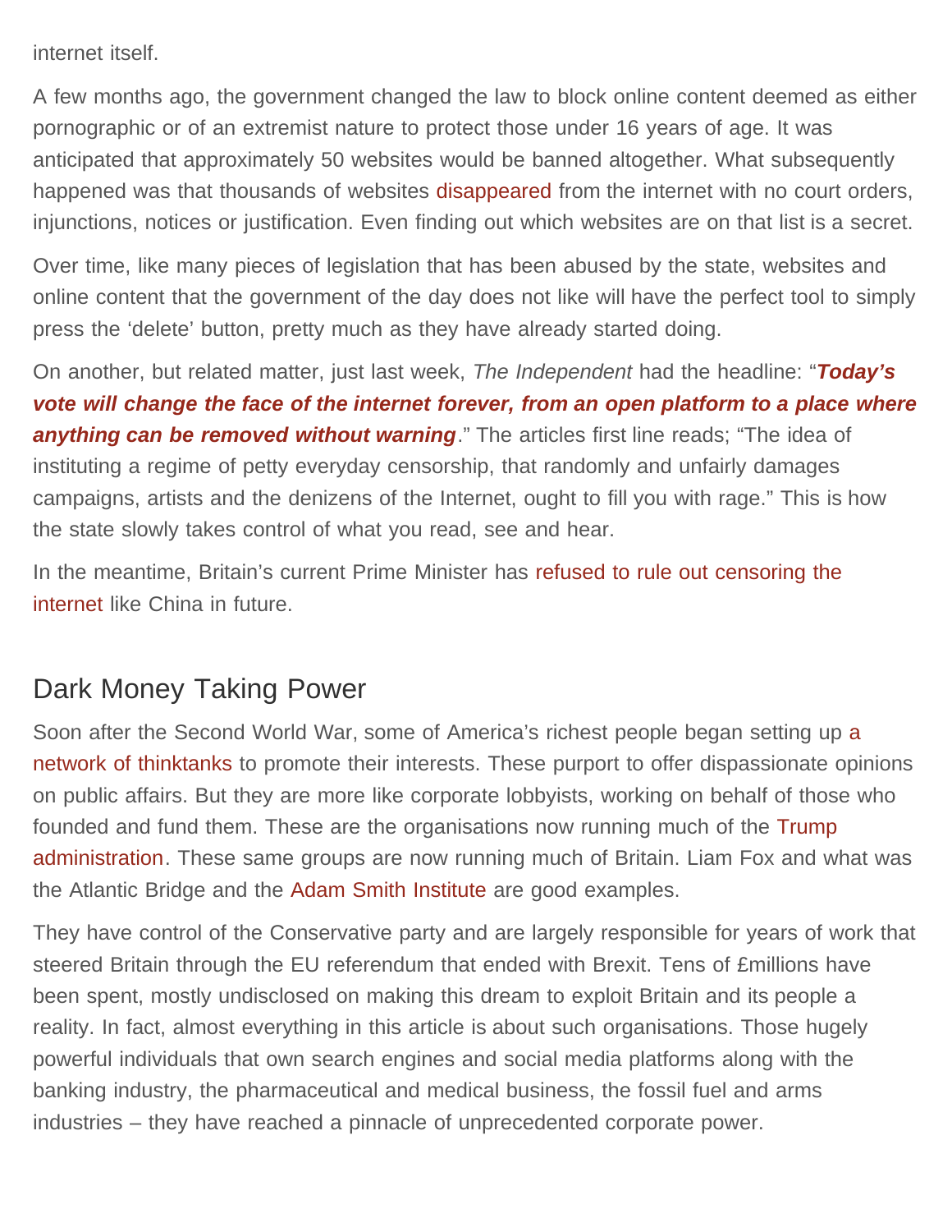internet itself.

A few months ago, the government changed the law to block online content deemed as either pornographic or of an extremist nature to protect those under 16 years of age. It was anticipated that approximately 50 websites would be banned altogether. What subsequently happened was that thousands of websites disappeared from the internet with no court orders, injunctions, notices or justification. Even finding out which websites are on that list is a secret.

Over time, like many pieces of legislation that has been abused by the state, websites and online content that the government of the day does not like will have the perfect tool to simply press the 'delete' button, pretty much as they have already started doing.

On another, but related matter, just last week, *The Independent* had the headline: "***Today's vote will change the face of the internet forever, from an open platform to a place where anything can be removed without warning***." The articles first line reads; "The idea of instituting a regime of petty everyday censorship, that randomly and unfairly damages campaigns, artists and the denizens of the Internet, ought to fill you with rage." This is how the state slowly takes control of what you read, see and hear.

In the meantime, Britain's current Prime Minister has refused to rule out censoring the internet like China in future.

## Dark Money Taking Power

Soon after the Second World War, some of America's richest people began setting up a network of thinktanks to promote their interests. These purport to offer dispassionate opinions on public affairs. But they are more like corporate lobbyists, working on behalf of those who founded and fund them. These are the organisations now running much of the Trump administration. These same groups are now running much of Britain. Liam Fox and what was the Atlantic Bridge and the Adam Smith Institute are good examples.

They have control of the Conservative party and are largely responsible for years of work that steered Britain through the EU referendum that ended with Brexit. Tens of £millions have been spent, mostly undisclosed on making this dream to exploit Britain and its people a reality. In fact, almost everything in this article is about such organisations. Those hugely powerful individuals that own search engines and social media platforms along with the banking industry, the pharmaceutical and medical business, the fossil fuel and arms industries – they have reached a pinnacle of unprecedented corporate power.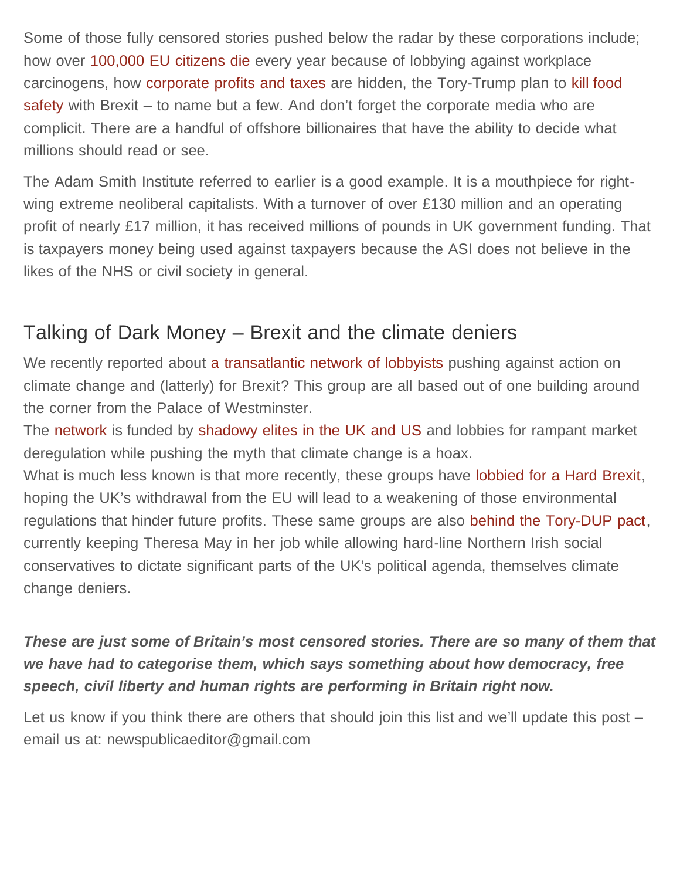Some of those fully censored stories pushed below the radar by these corporations include; how over 100,000 EU citizens die every year because of lobbying against workplace carcinogens, how corporate profits and taxes are hidden, the Tory-Trump plan to kill food safety with Brexit – to name but a few. And don't forget the corporate media who are complicit. There are a handful of offshore billionaires that have the ability to decide what millions should read or see.

The Adam Smith Institute referred to earlier is a good example. It is a mouthpiece for right-wing extreme neoliberal capitalists. With a turnover of over £130 million and an operating profit of nearly £17 million, it has received millions of pounds in UK government funding. That is taxpayers money being used against taxpayers because the ASI does not believe in the likes of the NHS or civil society in general.

## Talking of Dark Money – Brexit and the climate deniers

We recently reported about a transatlantic network of lobbyists pushing against action on climate change and (latterly) for Brexit? This group are all based out of one building around the corner from the Palace of Westminster.

The network is funded by shadowy elites in the UK and US and lobbies for rampant market deregulation while pushing the myth that climate change is a hoax.

What is much less known is that more recently, these groups have lobbied for a Hard Brexit, hoping the UK's withdrawal from the EU will lead to a weakening of those environmental regulations that hinder future profits. These same groups are also behind the Tory-DUP pact, currently keeping Theresa May in her job while allowing hard-line Northern Irish social conservatives to dictate significant parts of the UK's political agenda, themselves climate change deniers.

***These are just some of Britain's most censored stories. There are so many of them that we have had to categorise them, which says something about how democracy, free speech, civil liberty and human rights are performing in Britain right now.***

Let us know if you think there are others that should join this list and we'll update this post – email us at: newspublicaeditor@gmail.com